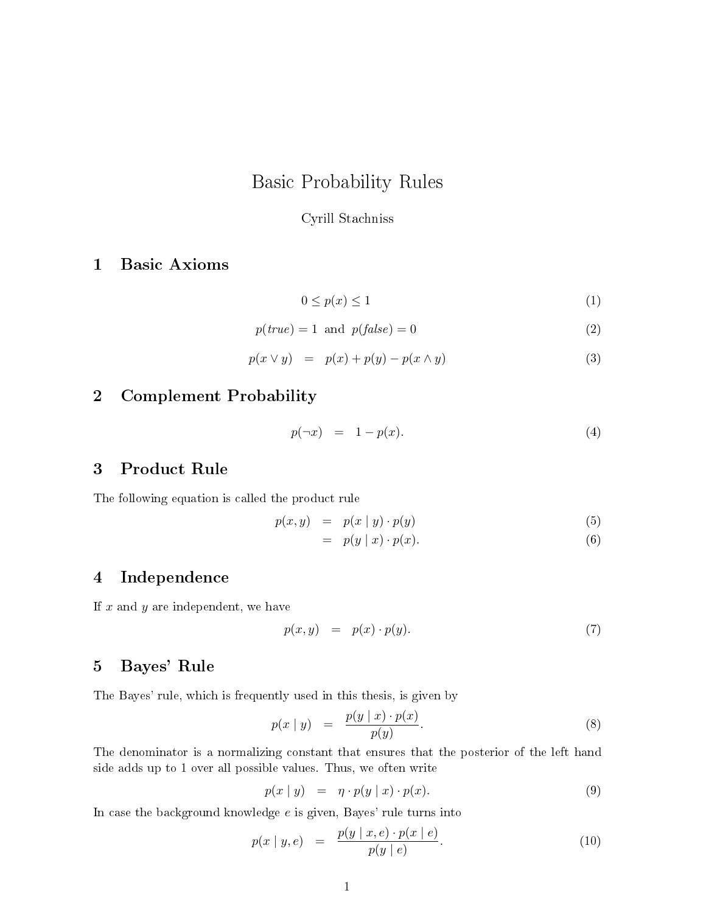# Basic Probability Rules

Cyrill Stachniss

## 1 Basic Axioms

$$0 \leq p(x) \leq 1 \tag{1}$$

$$p(\mathit{true}) = 1 \text{ and } p(\mathit{false}) = 0 \tag{2}$$

$$p(x \vee y) = p(x) + p(y) - p(x \wedge y) \tag{3}$$

## 2 Complement Probability

$$p(\neg x) = 1 - p(x). \tag{4}$$

## 3 Product Rule

The following equation is called the product rule

$$p(x, y) = p(x \mid y) \cdot p(y) \tag{5}$$

$$= p(y \mid x) \cdot p(x). \tag{6}$$

## 4 Independence

If $x$ and $y$ are independent, we have

$$p(x, y) = p(x) \cdot p(y). \tag{7}$$

## 5 Bayes' Rule

The Bayes' rule, which is frequently used in this thesis, is given by

$$p(x \mid y) = \frac{p(y \mid x) \cdot p(x)}{p(y)}. \tag{8}$$

The denominator is a normalizing constant that ensures that the posterior of the left hand side adds up to 1 over all possible values. Thus, we often write

$$p(x \mid y) = \eta \cdot p(y \mid x) \cdot p(x). \tag{9}$$

In case the background knowledge $e$ is given, Bayes' rule turns into

$$p(x \mid y, e) = \frac{p(y \mid x, e) \cdot p(x \mid e)}{p(y \mid e)}. \tag{10}$$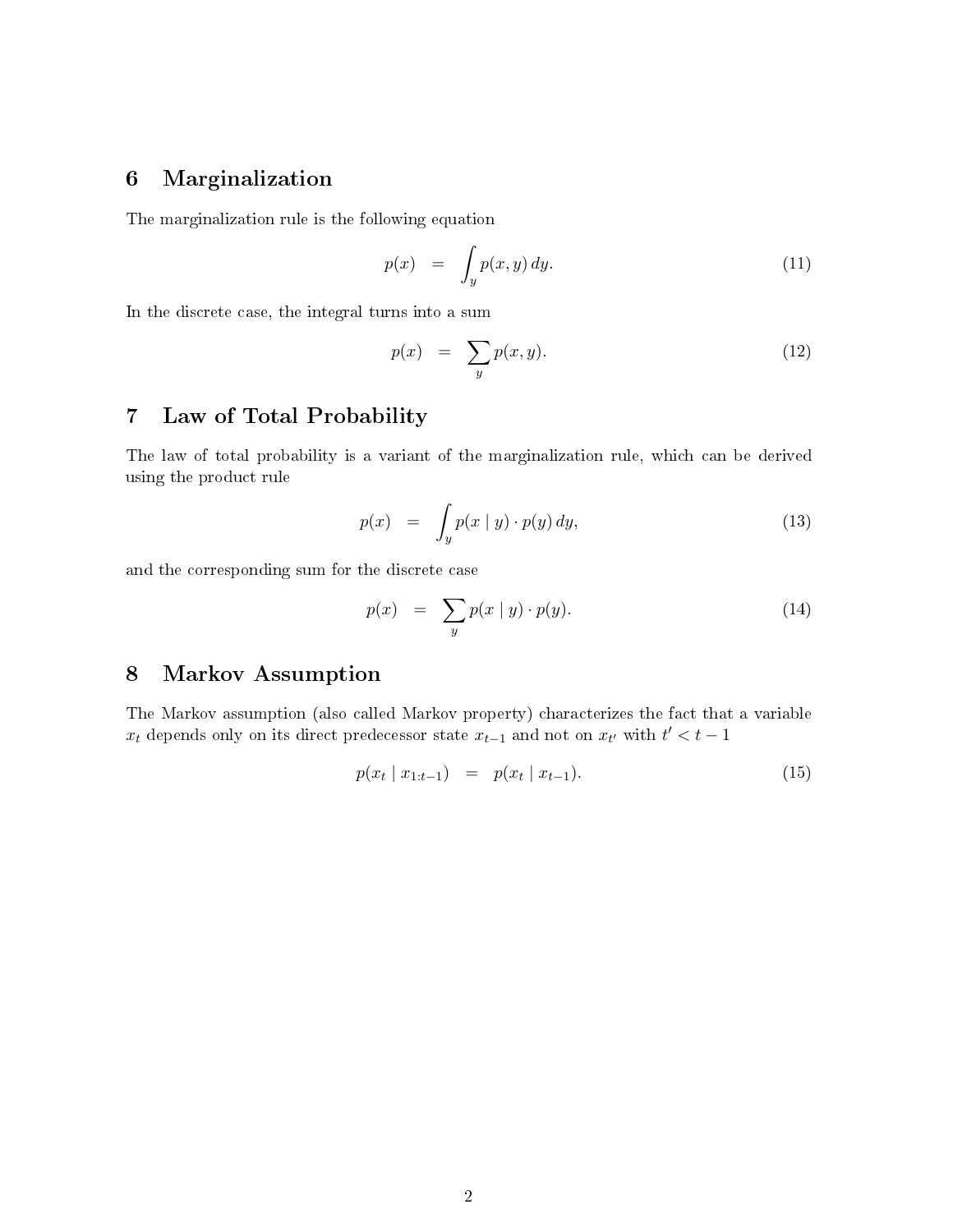## 6 Marginalization

The marginalization rule is the following equation

$$p(x) = \int_y p(x, y) \, dy. \tag{11}$$

In the discrete case, the integral turns into a sum

$$p(x) = \sum_y p(x, y). \tag{12}$$

## 7 Law of Total Probability

The law of total probability is a variant of the marginalization rule, which can be derived using the product rule

$$p(x) = \int_y p(x \mid y) \cdot p(y) \, dy, \tag{13}$$

and the corresponding sum for the discrete case

$$p(x) = \sum_y p(x \mid y) \cdot p(y). \tag{14}$$

## 8 Markov Assumption

The Markov assumption (also called Markov property) characterizes the fact that a variable $x_t$ depends only on its direct predecessor state $x_{t-1}$ and not on $x_{t'}$ with $t' < t - 1$

$$p(x_t \mid x_{1:t-1}) = p(x_t \mid x_{t-1}). \tag{15}$$